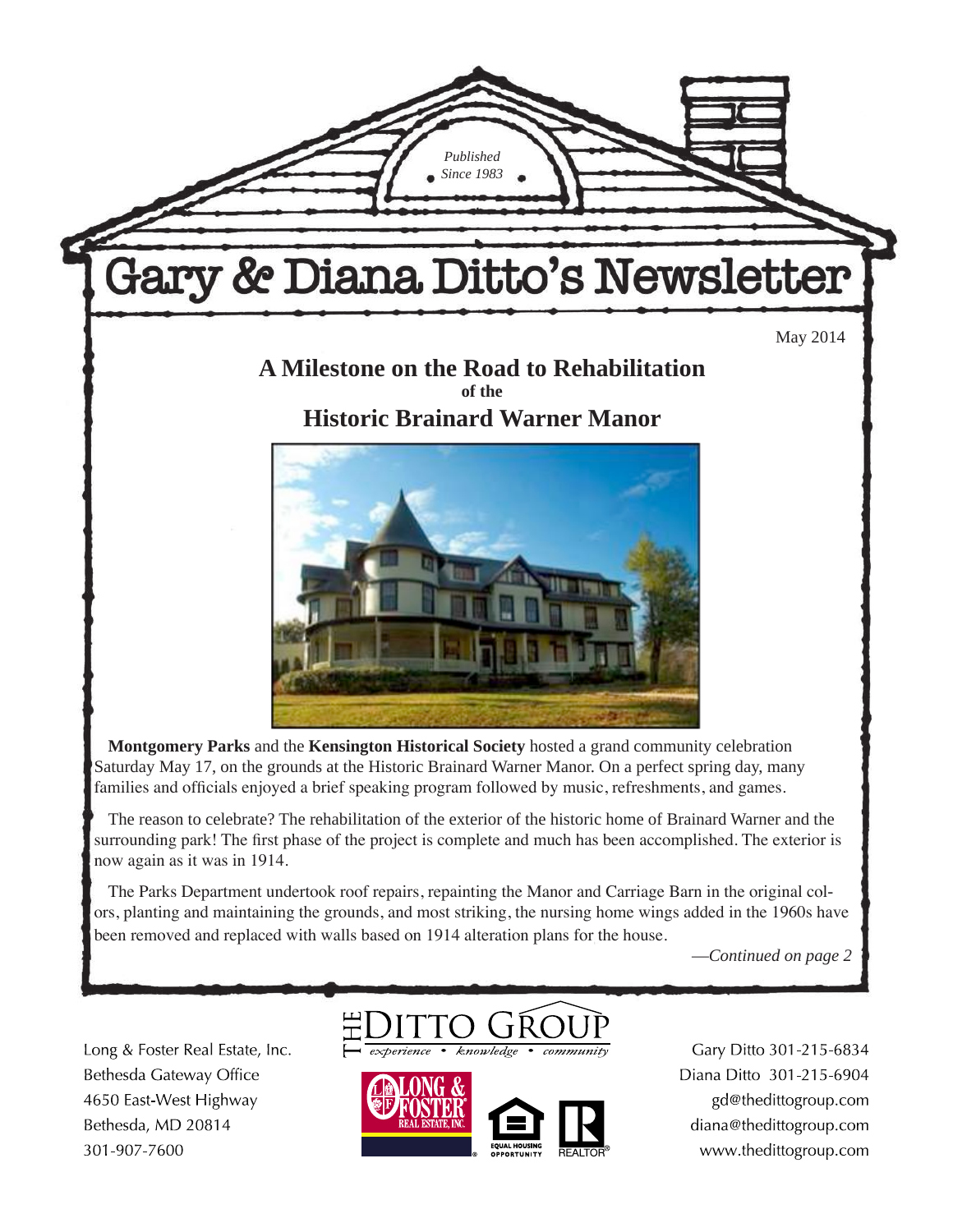*Published Since 1983*

# Gary & Diana Ditto's Newsletter

May 2014

## A Milestone on the Road to Rehabilitation of the Historic Brainard Warner Manor

**Montgomery Parks** and the **Kensington Historical Society** hosted a grand community celebration Saturday May 17, on the grounds at the Historic Brainard Warner Manor. On a perfect spring day, many families and officials enjoyed a brief speaking program followed by music, refreshments, and games.

The reason to celebrate? The rehabilitation of the exterior of the historic home of Brainard Warner and the surrounding park! The first phase of the project is complete and much has been accomplished. The exterior is now again as it was in 1914.

The Parks Department undertook roof repairs, repainting the Manor and Carriage Barn in the original colors, planting and maintaining the grounds, and most striking, the nursing home wings added in the 1960s have been removed and replaced with walls based on 1914 alteration plans for the house.

*—Continued on page 2*

Long & Foster Real Estate, Inc.
Bethesda Gateway Office
4650 East-West Highway
Bethesda, MD 20814
301-907-7600

THE DITTO GROUP
*experience • knowledge • community*

Gary Ditto 301-215-6834
Diana Ditto 301-215-6904
gd@thedittogroup.com
diana@thedittogroup.com
www.thedittogroup.com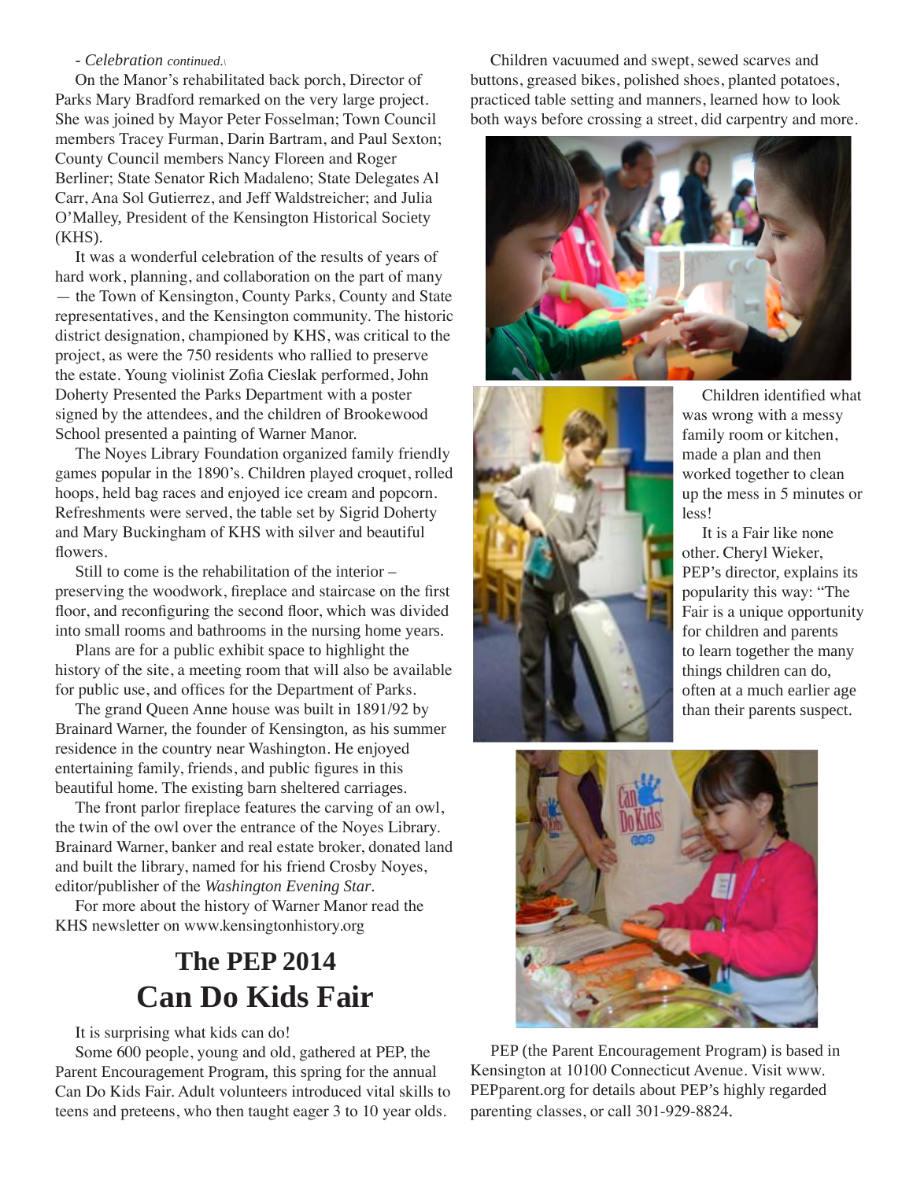*- Celebration continued.*

On the Manor's rehabilitated back porch, Director of Parks Mary Bradford remarked on the very large project. She was joined by Mayor Peter Fosselman; Town Council members Tracey Furman, Darin Bartram, and Paul Sexton; County Council members Nancy Floreen and Roger Berliner; State Senator Rich Madaleno; State Delegates Al Carr, Ana Sol Gutierrez, and Jeff Waldstreicher; and Julia O'Malley, President of the Kensington Historical Society (KHS).

It was a wonderful celebration of the results of years of hard work, planning, and collaboration on the part of many — the Town of Kensington, County Parks, County and State representatives, and the Kensington community. The historic district designation, championed by KHS, was critical to the project, as were the 750 residents who rallied to preserve the estate. Young violinist Zofia Cieslak performed, John Doherty Presented the Parks Department with a poster signed by the attendees, and the children of Brookewood School presented a painting of Warner Manor.

The Noyes Library Foundation organized family friendly games popular in the 1890's. Children played croquet, rolled hoops, held bag races and enjoyed ice cream and popcorn. Refreshments were served, the table set by Sigrid Doherty and Mary Buckingham of KHS with silver and beautiful flowers.

Still to come is the rehabilitation of the interior – preserving the woodwork, fireplace and staircase on the first floor, and reconfiguring the second floor, which was divided into small rooms and bathrooms in the nursing home years.

Plans are for a public exhibit space to highlight the history of the site, a meeting room that will also be available for public use, and offices for the Department of Parks.

The grand Queen Anne house was built in 1891/92 by Brainard Warner, the founder of Kensington, as his summer residence in the country near Washington. He enjoyed entertaining family, friends, and public figures in this beautiful home. The existing barn sheltered carriages.

The front parlor fireplace features the carving of an owl, the twin of the owl over the entrance of the Noyes Library. Brainard Warner, banker and real estate broker, donated land and built the library, named for his friend Crosby Noyes, editor/publisher of the *Washington Evening Star*.

For more about the history of Warner Manor read the KHS newsletter on www.kensingtonhistory.org

## The PEP 2014 Can Do Kids Fair

It is surprising what kids can do!

Some 600 people, young and old, gathered at PEP, the Parent Encouragement Program, this spring for the annual Can Do Kids Fair. Adult volunteers introduced vital skills to teens and preteens, who then taught eager 3 to 10 year olds.

Children vacuumed and swept, sewed scarves and buttons, greased bikes, polished shoes, planted potatoes, practiced table setting and manners, learned how to look both ways before crossing a street, did carpentry and more.

Children identified what was wrong with a messy family room or kitchen, made a plan and then worked together to clean up the mess in 5 minutes or less!

It is a Fair like none other. Cheryl Wieker, PEP's director, explains its popularity this way: "The Fair is a unique opportunity for children and parents to learn together the many things children can do, often at a much earlier age than their parents suspect.

PEP (the Parent Encouragement Program) is based in Kensington at 10100 Connecticut Avenue. Visit www.PEPparent.org for details about PEP's highly regarded parenting classes, or call 301-929-8824.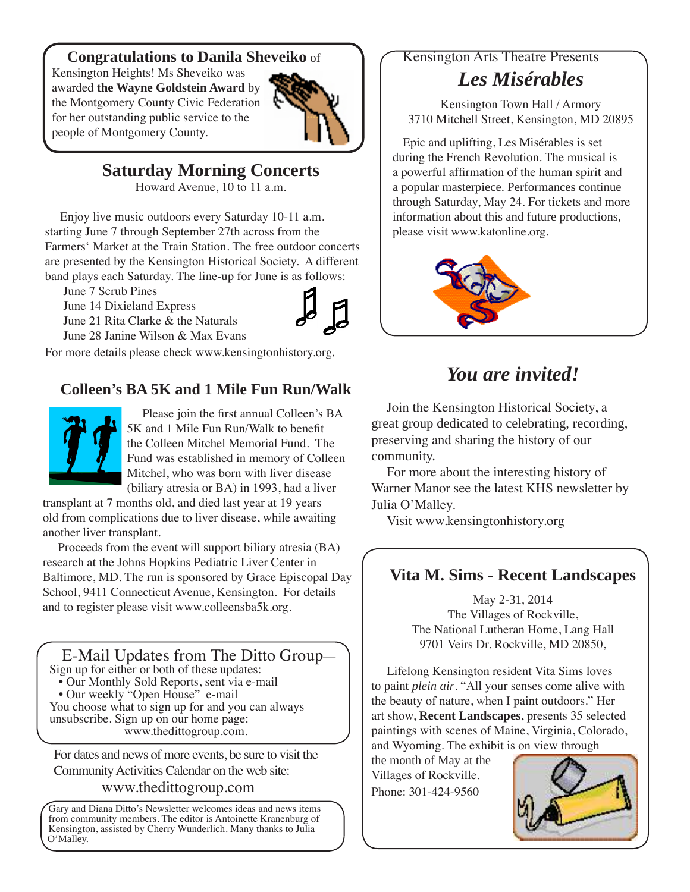**Congratulations to Danila Sheveiko** of Kensington Heights! Ms Sheveiko was awarded **the Wayne Goldstein Award** by the Montgomery County Civic Federation for her outstanding public service to the people of Montgomery County.

## Saturday Morning Concerts

Howard Avenue, 10 to 11 a.m.

Enjoy live music outdoors every Saturday 10-11 a.m. starting June 7 through September 27th across from the Farmers' Market at the Train Station. The free outdoor concerts are presented by the Kensington Historical Society. A different band plays each Saturday. The line-up for June is as follows:

June 7 Scrub Pines
June 14 Dixieland Express
June 21 Rita Clarke & the Naturals
June 28 Janine Wilson & Max Evans

For more details please check www.kensingtonhistory.org.

## Colleen's BA 5K and 1 Mile Fun Run/Walk

Please join the first annual Colleen's BA 5K and 1 Mile Fun Run/Walk to benefit the Colleen Mitchel Memorial Fund. The Fund was established in memory of Colleen Mitchel, who was born with liver disease (biliary atresia or BA) in 1993, had a liver transplant at 7 months old, and died last year at 19 years old from complications due to liver disease, while awaiting another liver transplant.

Proceeds from the event will support biliary atresia (BA) research at the Johns Hopkins Pediatric Liver Center in Baltimore, MD. The run is sponsored by Grace Episcopal Day School, 9411 Connecticut Avenue, Kensington. For details and to register please visit www.colleensba5k.org.

### E-Mail Updates from The Ditto Group—

Sign up for either or both of these updates:

- Our Monthly Sold Reports, sent via e-mail
- Our weekly "Open House" e-mail

You choose what to sign up for and you can always unsubscribe. Sign up on our home page: www.thedittogroup.com.

For dates and news of more events, be sure to visit the Community Activities Calendar on the web site:
www.thedittogroup.com

Gary and Diana Ditto's Newsletter welcomes ideas and news items from community members. The editor is Antoinette Kranenburg of Kensington, assisted by Cherry Wunderlich. Many thanks to Julia O'Malley.

Kensington Arts Theatre Presents

## *Les Misérables*

Kensington Town Hall / Armory
3710 Mitchell Street, Kensington, MD 20895

Epic and uplifting, Les Misérables is set during the French Revolution. The musical is a powerful affirmation of the human spirit and a popular masterpiece. Performances continue through Saturday, May 24. For tickets and more information about this and future productions, please visit www.katonline.org.

## *You are invited!*

Join the Kensington Historical Society, a great group dedicated to celebrating, recording, preserving and sharing the history of our community.

For more about the interesting history of Warner Manor see the latest KHS newsletter by Julia O'Malley.

Visit www.kensingtonhistory.org

## Vita M. Sims - Recent Landscapes

May 2-31, 2014
The Villages of Rockville,
The National Lutheran Home, Lang Hall
9701 Veirs Dr. Rockville, MD 20850,

Lifelong Kensington resident Vita Sims loves to paint *plein air*. "All your senses come alive with the beauty of nature, when I paint outdoors." Her art show, **Recent Landscapes**, presents 35 selected paintings with scenes of Maine, Virginia, Colorado, and Wyoming. The exhibit is on view through the month of May at the Villages of Rockville.
Phone: 301-424-9560